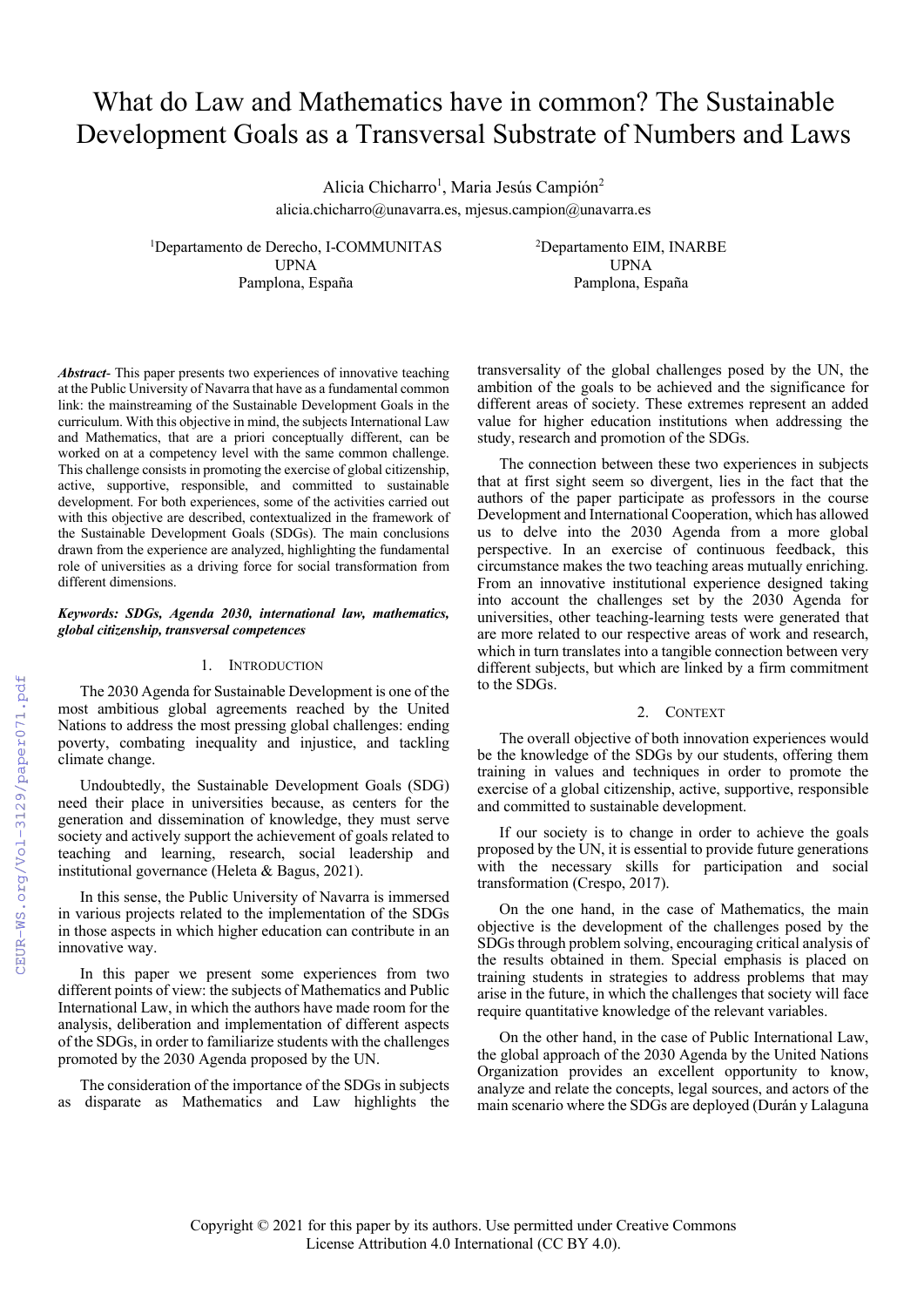# What do Law and Mathematics have in common? The Sustainable Development Goals as a Transversal Substrate of Numbers and Laws

Alicia Chicharro[1], Maria Jesús Campión[2]
alicia.chicharro@unavarra.es, mjesus.campion@unavarra.es

[1]Departamento de Derecho, I-COMMUNITAS
UPNA
Pamplona, España

[2]Departamento EIM, INARBE
UPNA
Pamplona, España

***Abstract***- This paper presents two experiences of innovative teaching at the Public University of Navarra that have as a fundamental common link: the mainstreaming of the Sustainable Development Goals in the curriculum. With this objective in mind, the subjects International Law and Mathematics, that are a priori conceptually different, can be worked on at a competency level with the same common challenge. This challenge consists in promoting the exercise of global citizenship, active, supportive, responsible, and committed to sustainable development. For both experiences, some of the activities carried out with this objective are described, contextualized in the framework of the Sustainable Development Goals (SDGs). The main conclusions drawn from the experience are analyzed, highlighting the fundamental role of universities as a driving force for social transformation from different dimensions.

***Keywords: SDGs, Agenda 2030, international law, mathematics, global citizenship, transversal competences***

## 1. Introduction

The 2030 Agenda for Sustainable Development is one of the most ambitious global agreements reached by the United Nations to address the most pressing global challenges: ending poverty, combating inequality and injustice, and tackling climate change.

Undoubtedly, the Sustainable Development Goals (SDG) need their place in universities because, as centers for the generation and dissemination of knowledge, they must serve society and actively support the achievement of goals related to teaching and learning, research, social leadership and institutional governance (Heleta & Bagus, 2021).

In this sense, the Public University of Navarra is immersed in various projects related to the implementation of the SDGs in those aspects in which higher education can contribute in an innovative way.

In this paper we present some experiences from two different points of view: the subjects of Mathematics and Public International Law, in which the authors have made room for the analysis, deliberation and implementation of different aspects of the SDGs, in order to familiarize students with the challenges promoted by the 2030 Agenda proposed by the UN.

The consideration of the importance of the SDGs in subjects as disparate as Mathematics and Law highlights the transversality of the global challenges posed by the UN, the ambition of the goals to be achieved and the significance for different areas of society. These extremes represent an added value for higher education institutions when addressing the study, research and promotion of the SDGs.

The connection between these two experiences in subjects that at first sight seem so divergent, lies in the fact that the authors of the paper participate as professors in the course Development and International Cooperation, which has allowed us to delve into the 2030 Agenda from a more global perspective. In an exercise of continuous feedback, this circumstance makes the two teaching areas mutually enriching. From an innovative institutional experience designed taking into account the challenges set by the 2030 Agenda for universities, other teaching-learning tests were generated that are more related to our respective areas of work and research, which in turn translates into a tangible connection between very different subjects, but which are linked by a firm commitment to the SDGs.

## 2. Context

The overall objective of both innovation experiences would be the knowledge of the SDGs by our students, offering them training in values and techniques in order to promote the exercise of a global citizenship, active, supportive, responsible and committed to sustainable development.

If our society is to change in order to achieve the goals proposed by the UN, it is essential to provide future generations with the necessary skills for participation and social transformation (Crespo, 2017).

On the one hand, in the case of Mathematics, the main objective is the development of the challenges posed by the SDGs through problem solving, encouraging critical analysis of the results obtained in them. Special emphasis is placed on training students in strategies to address problems that may arise in the future, in which the challenges that society will face require quantitative knowledge of the relevant variables.

On the other hand, in the case of Public International Law, the global approach of the 2030 Agenda by the United Nations Organization provides an excellent opportunity to know, analyze and relate the concepts, legal sources, and actors of the main scenario where the SDGs are deployed (Durán y Lalaguna

Copyright © 2021 for this paper by its authors. Use permitted under Creative Commons License Attribution 4.0 International (CC BY 4.0).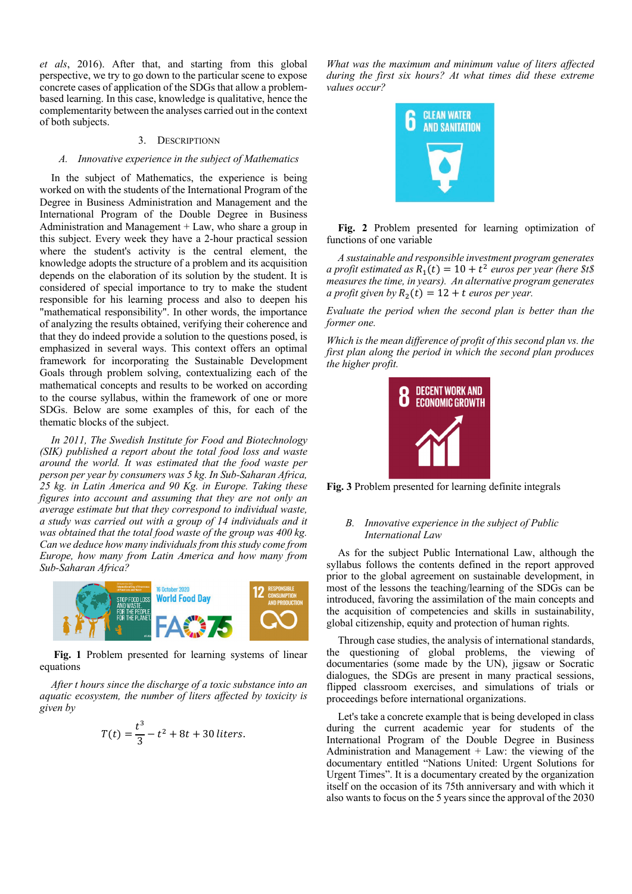et als, 2016). After that, and starting from this global perspective, we try to go down to the particular scene to expose concrete cases of application of the SDGs that allow a problem-based learning. In this case, knowledge is qualitative, hence the complementarity between the analyses carried out in the context of both subjects.

## 3. Descriptionn

### A. Innovative experience in the subject of Mathematics

In the subject of Mathematics, the experience is being worked on with the students of the International Program of the Degree in Business Administration and Management and the International Program of the Double Degree in Business Administration and Management + Law, who share a group in this subject. Every week they have a 2-hour practical session where the student's activity is the central element, the knowledge adopts the structure of a problem and its acquisition depends on the elaboration of its solution by the student. It is considered of special importance to try to make the student responsible for his learning process and also to deepen his "mathematical responsibility". In other words, the importance of analyzing the results obtained, verifying their coherence and that they do indeed provide a solution to the questions posed, is emphasized in several ways. This context offers an optimal framework for incorporating the Sustainable Development Goals through problem solving, contextualizing each of the mathematical concepts and results to be worked on according to the course syllabus, within the framework of one or more SDGs. Below are some examples of this, for each of the thematic blocks of the subject.

*In 2011, The Swedish Institute for Food and Biotechnology (SIK) published a report about the total food loss and waste around the world. It was estimated that the food waste per person per year by consumers was 5 kg. In Sub-Saharan Africa, 25 kg. in Latin America and 90 Kg. in Europe. Taking these figures into account and assuming that they are not only an average estimate but that they correspond to individual waste, a study was carried out with a group of 14 individuals and it was obtained that the total food waste of the group was 400 kg. Can we deduce how many individuals from this study come from Europe, how many from Latin America and how many from Sub-Saharan Africa?*

**Fig. 1** Problem presented for learning systems of linear equations

*After t hours since the discharge of a toxic substance into an aquatic ecosystem, the number of liters affected by toxicity is given by*

$$T(t) = \frac{t^3}{3} - t^2 + 8t + 30\,liters.$$

*What was the maximum and minimum value of liters affected during the first six hours? At what times did these extreme values occur?*

**Fig. 2** Problem presented for learning optimization of functions of one variable

*A sustainable and responsible investment program generates a profit estimated as $R_1(t) = 10 + t^2$ euros per year (here $t$ measures the time, in years). An alternative program generates a profit given by $R_2(t) = 12 + t$ euros per year.*

*Evaluate the period when the second plan is better than the former one.*

*Which is the mean difference of profit of this second plan vs. the first plan along the period in which the second plan produces the higher profit.*

**Fig. 3** Problem presented for learning definite integrals

### B. Innovative experience in the subject of Public International Law

As for the subject Public International Law, although the syllabus follows the contents defined in the report approved prior to the global agreement on sustainable development, in most of the lessons the teaching/learning of the SDGs can be introduced, favoring the assimilation of the main concepts and the acquisition of competencies and skills in sustainability, global citizenship, equity and protection of human rights.

Through case studies, the analysis of international standards, the questioning of global problems, the viewing of documentaries (some made by the UN), jigsaw or Socratic dialogues, the SDGs are present in many practical sessions, flipped classroom exercises, and simulations of trials or proceedings before international organizations.

Let's take a concrete example that is being developed in class during the current academic year for students of the International Program of the Double Degree in Business Administration and Management + Law: the viewing of the documentary entitled "Nations United: Urgent Solutions for Urgent Times". It is a documentary created by the organization itself on the occasion of its 75th anniversary and with which it also wants to focus on the 5 years since the approval of the 2030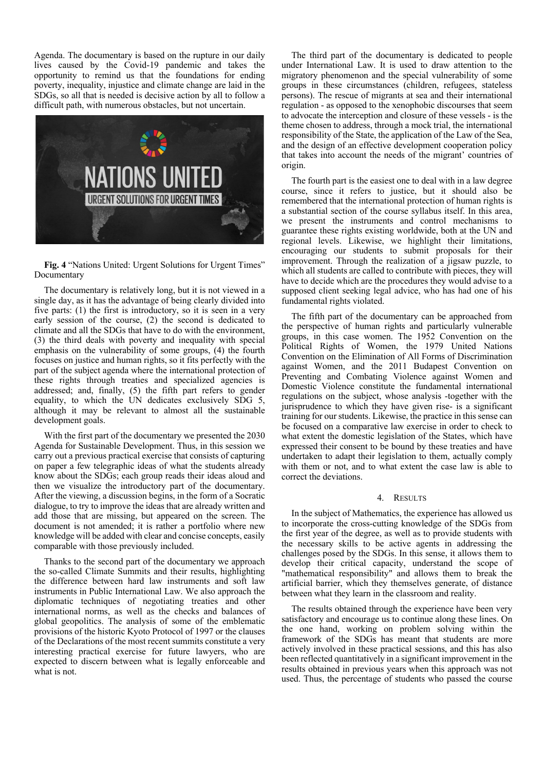Agenda. The documentary is based on the rupture in our daily lives caused by the Covid-19 pandemic and takes the opportunity to remind us that the foundations for ending poverty, inequality, injustice and climate change are laid in the SDGs, so all that is needed is decisive action by all to follow a difficult path, with numerous obstacles, but not uncertain.

**Fig. 4** "Nations United: Urgent Solutions for Urgent Times" Documentary

The documentary is relatively long, but it is not viewed in a single day, as it has the advantage of being clearly divided into five parts: (1) the first is introductory, so it is seen in a very early session of the course, (2) the second is dedicated to climate and all the SDGs that have to do with the environment, (3) the third deals with poverty and inequality with special emphasis on the vulnerability of some groups, (4) the fourth focuses on justice and human rights, so it fits perfectly with the part of the subject agenda where the international protection of these rights through treaties and specialized agencies is addressed; and, finally, (5) the fifth part refers to gender equality, to which the UN dedicates exclusively SDG 5, although it may be relevant to almost all the sustainable development goals.

With the first part of the documentary we presented the 2030 Agenda for Sustainable Development. Thus, in this session we carry out a previous practical exercise that consists of capturing on paper a few telegraphic ideas of what the students already know about the SDGs; each group reads their ideas aloud and then we visualize the introductory part of the documentary. After the viewing, a discussion begins, in the form of a Socratic dialogue, to try to improve the ideas that are already written and add those that are missing, but appeared on the screen. The document is not amended; it is rather a portfolio where new knowledge will be added with clear and concise concepts, easily comparable with those previously included.

Thanks to the second part of the documentary we approach the so-called Climate Summits and their results, highlighting the difference between hard law instruments and soft law instruments in Public International Law. We also approach the diplomatic techniques of negotiating treaties and other international norms, as well as the checks and balances of global geopolitics. The analysis of some of the emblematic provisions of the historic Kyoto Protocol of 1997 or the clauses of the Declarations of the most recent summits constitute a very interesting practical exercise for future lawyers, who are expected to discern between what is legally enforceable and what is not.

The third part of the documentary is dedicated to people under International Law. It is used to draw attention to the migratory phenomenon and the special vulnerability of some groups in these circumstances (children, refugees, stateless persons). The rescue of migrants at sea and their international regulation - as opposed to the xenophobic discourses that seem to advocate the interception and closure of these vessels - is the theme chosen to address, through a mock trial, the international responsibility of the State, the application of the Law of the Sea, and the design of an effective development cooperation policy that takes into account the needs of the migrant' countries of origin.

The fourth part is the easiest one to deal with in a law degree course, since it refers to justice, but it should also be remembered that the international protection of human rights is a substantial section of the course syllabus itself. In this area, we present the instruments and control mechanisms to guarantee these rights existing worldwide, both at the UN and regional levels. Likewise, we highlight their limitations, encouraging our students to submit proposals for their improvement. Through the realization of a jigsaw puzzle, to which all students are called to contribute with pieces, they will have to decide which are the procedures they would advise to a supposed client seeking legal advice, who has had one of his fundamental rights violated.

The fifth part of the documentary can be approached from the perspective of human rights and particularly vulnerable groups, in this case women. The 1952 Convention on the Political Rights of Women, the 1979 United Nations Convention on the Elimination of All Forms of Discrimination against Women, and the 2011 Budapest Convention on Preventing and Combating Violence against Women and Domestic Violence constitute the fundamental international regulations on the subject, whose analysis -together with the jurisprudence to which they have given rise- is a significant training for our students. Likewise, the practice in this sense can be focused on a comparative law exercise in order to check to what extent the domestic legislation of the States, which have expressed their consent to be bound by these treaties and have undertaken to adapt their legislation to them, actually comply with them or not, and to what extent the case law is able to correct the deviations.

## 4. Results

In the subject of Mathematics, the experience has allowed us to incorporate the cross-cutting knowledge of the SDGs from the first year of the degree, as well as to provide students with the necessary skills to be active agents in addressing the challenges posed by the SDGs. In this sense, it allows them to develop their critical capacity, understand the scope of "mathematical responsibility" and allows them to break the artificial barrier, which they themselves generate, of distance between what they learn in the classroom and reality.

The results obtained through the experience have been very satisfactory and encourage us to continue along these lines. On the one hand, working on problem solving within the framework of the SDGs has meant that students are more actively involved in these practical sessions, and this has also been reflected quantitatively in a significant improvement in the results obtained in previous years when this approach was not used. Thus, the percentage of students who passed the course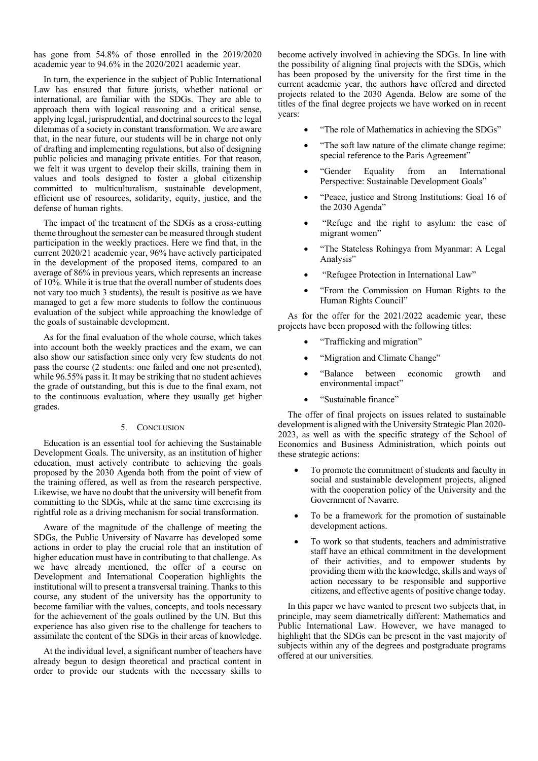has gone from 54.8% of those enrolled in the 2019/2020 academic year to 94.6% in the 2020/2021 academic year.

In turn, the experience in the subject of Public International Law has ensured that future jurists, whether national or international, are familiar with the SDGs. They are able to approach them with logical reasoning and a critical sense, applying legal, jurisprudential, and doctrinal sources to the legal dilemmas of a society in constant transformation. We are aware that, in the near future, our students will be in charge not only of drafting and implementing regulations, but also of designing public policies and managing private entities. For that reason, we felt it was urgent to develop their skills, training them in values and tools designed to foster a global citizenship committed to multiculturalism, sustainable development, efficient use of resources, solidarity, equity, justice, and the defense of human rights.

The impact of the treatment of the SDGs as a cross-cutting theme throughout the semester can be measured through student participation in the weekly practices. Here we find that, in the current 2020/21 academic year, 96% have actively participated in the development of the proposed items, compared to an average of 86% in previous years, which represents an increase of 10%. While it is true that the overall number of students does not vary too much 3 students), the result is positive as we have managed to get a few more students to follow the continuous evaluation of the subject while approaching the knowledge of the goals of sustainable development.

As for the final evaluation of the whole course, which takes into account both the weekly practices and the exam, we can also show our satisfaction since only very few students do not pass the course (2 students: one failed and one not presented), while 96.55% pass it. It may be striking that no student achieves the grade of outstanding, but this is due to the final exam, not to the continuous evaluation, where they usually get higher grades.

## 5. Conclusion

Education is an essential tool for achieving the Sustainable Development Goals. The university, as an institution of higher education, must actively contribute to achieving the goals proposed by the 2030 Agenda both from the point of view of the training offered, as well as from the research perspective. Likewise, we have no doubt that the university will benefit from committing to the SDGs, while at the same time exercising its rightful role as a driving mechanism for social transformation.

Aware of the magnitude of the challenge of meeting the SDGs, the Public University of Navarre has developed some actions in order to play the crucial role that an institution of higher education must have in contributing to that challenge. As we have already mentioned, the offer of a course on Development and International Cooperation highlights the institutional will to present a transversal training. Thanks to this course, any student of the university has the opportunity to become familiar with the values, concepts, and tools necessary for the achievement of the goals outlined by the UN. But this experience has also given rise to the challenge for teachers to assimilate the content of the SDGs in their areas of knowledge.

At the individual level, a significant number of teachers have already begun to design theoretical and practical content in order to provide our students with the necessary skills to become actively involved in achieving the SDGs. In line with the possibility of aligning final projects with the SDGs, which has been proposed by the university for the first time in the current academic year, the authors have offered and directed projects related to the 2030 Agenda. Below are some of the titles of the final degree projects we have worked on in recent years:

- "The role of Mathematics in achieving the SDGs"
- "The soft law nature of the climate change regime: special reference to the Paris Agreement"
- "Gender Equality from an International Perspective: Sustainable Development Goals"
- "Peace, justice and Strong Institutions: Goal 16 of the 2030 Agenda"
- "Refuge and the right to asylum: the case of migrant women"
- "The Stateless Rohingya from Myanmar: A Legal Analysis"
- "Refugee Protection in International Law"
- "From the Commission on Human Rights to the Human Rights Council"

As for the offer for the 2021/2022 academic year, these projects have been proposed with the following titles:

- "Trafficking and migration"
- "Migration and Climate Change"
- "Balance between economic growth and environmental impact"
- "Sustainable finance"

The offer of final projects on issues related to sustainable development is aligned with the University Strategic Plan 2020-2023, as well as with the specific strategy of the School of Economics and Business Administration, which points out these strategic actions:

- To promote the commitment of students and faculty in social and sustainable development projects, aligned with the cooperation policy of the University and the Government of Navarre.
- To be a framework for the promotion of sustainable development actions.
- To work so that students, teachers and administrative staff have an ethical commitment in the development of their activities, and to empower students by providing them with the knowledge, skills and ways of action necessary to be responsible and supportive citizens, and effective agents of positive change today.

In this paper we have wanted to present two subjects that, in principle, may seem diametrically different: Mathematics and Public International Law. However, we have managed to highlight that the SDGs can be present in the vast majority of subjects within any of the degrees and postgraduate programs offered at our universities.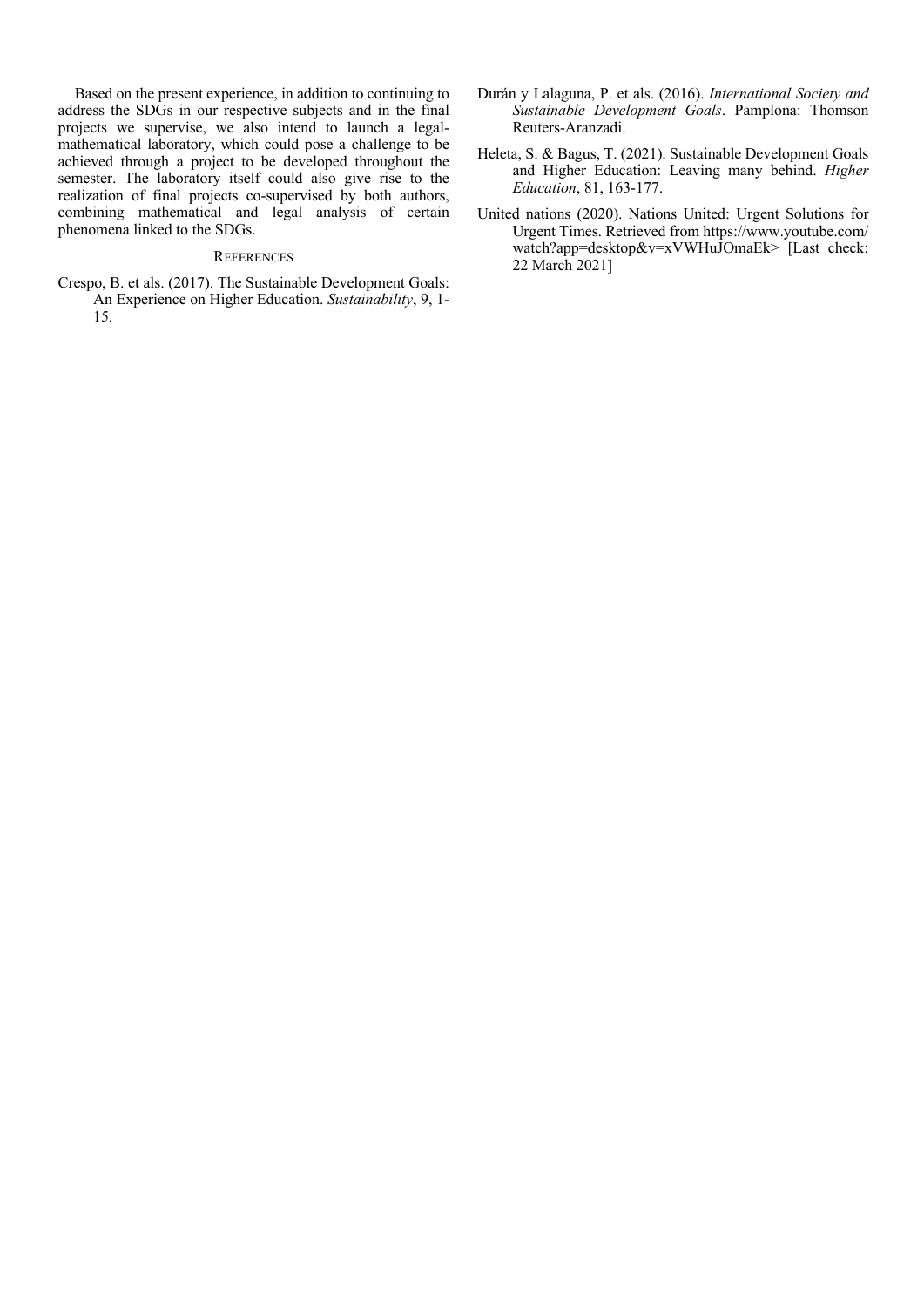Based on the present experience, in addition to continuing to address the SDGs in our respective subjects and in the final projects we supervise, we also intend to launch a legal-mathematical laboratory, which could pose a challenge to be achieved through a project to be developed throughout the semester. The laboratory itself could also give rise to the realization of final projects co-supervised by both authors, combining mathematical and legal analysis of certain phenomena linked to the SDGs.

## References

Crespo, B. et als. (2017). The Sustainable Development Goals: An Experience on Higher Education. *Sustainability*, 9, 1-15.

Durán y Lalaguna, P. et als. (2016). *International Society and Sustainable Development Goals*. Pamplona: Thomson Reuters-Aranzadi.

Heleta, S. & Bagus, T. (2021). Sustainable Development Goals and Higher Education: Leaving many behind. *Higher Education*, 81, 163-177.

United nations (2020). Nations United: Urgent Solutions for Urgent Times. Retrieved from https://www.youtube.com/watch?app=desktop&v=xVWHuJOmaEk> [Last check: 22 March 2021]